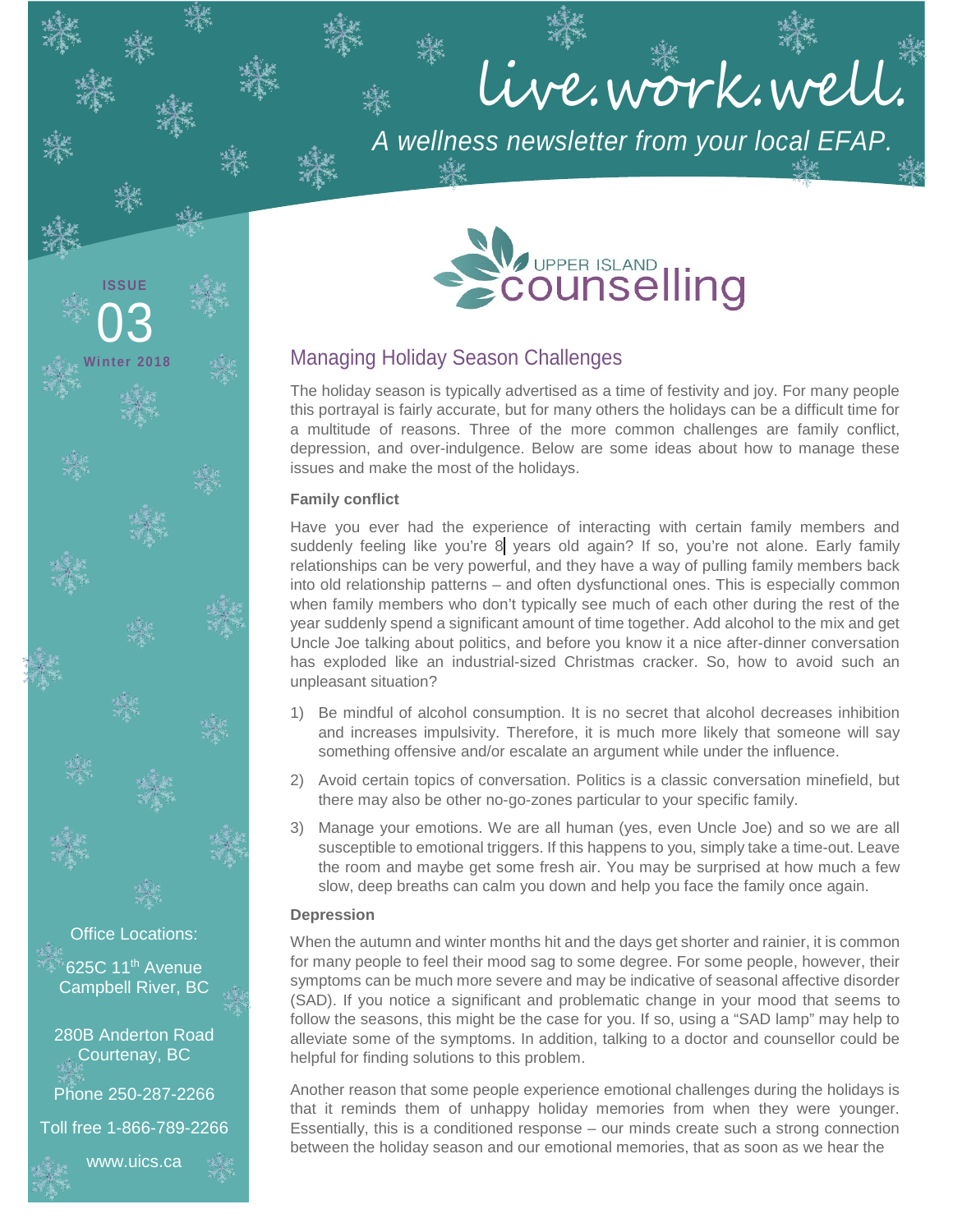# live.work.well.

*A wellness newsletter from your local EFAP.*

UPPER ISLAND counselling

**ISSUE 03**
**Winter 2018**

## Managing Holiday Season Challenges

The holiday season is typically advertised as a time of festivity and joy. For many people this portrayal is fairly accurate, but for many others the holidays can be a difficult time for a multitude of reasons. Three of the more common challenges are family conflict, depression, and over-indulgence. Below are some ideas about how to manage these issues and make the most of the holidays.

### Family conflict

Have you ever had the experience of interacting with certain family members and suddenly feeling like you're 8 years old again? If so, you're not alone. Early family relationships can be very powerful, and they have a way of pulling family members back into old relationship patterns – and often dysfunctional ones. This is especially common when family members who don't typically see much of each other during the rest of the year suddenly spend a significant amount of time together. Add alcohol to the mix and get Uncle Joe talking about politics, and before you know it a nice after-dinner conversation has exploded like an industrial-sized Christmas cracker. So, how to avoid such an unpleasant situation?

1) Be mindful of alcohol consumption. It is no secret that alcohol decreases inhibition and increases impulsivity. Therefore, it is much more likely that someone will say something offensive and/or escalate an argument while under the influence.
2) Avoid certain topics of conversation. Politics is a classic conversation minefield, but there may also be other no-go-zones particular to your specific family.
3) Manage your emotions. We are all human (yes, even Uncle Joe) and so we are all susceptible to emotional triggers. If this happens to you, simply take a time-out. Leave the room and maybe get some fresh air. You may be surprised at how much a few slow, deep breaths can calm you down and help you face the family once again.

### Depression

When the autumn and winter months hit and the days get shorter and rainier, it is common for many people to feel their mood sag to some degree. For some people, however, their symptoms can be much more severe and may be indicative of seasonal affective disorder (SAD). If you notice a significant and problematic change in your mood that seems to follow the seasons, this might be the case for you. If so, using a "SAD lamp" may help to alleviate some of the symptoms. In addition, talking to a doctor and counsellor could be helpful for finding solutions to this problem.

Another reason that some people experience emotional challenges during the holidays is that it reminds them of unhappy holiday memories from when they were younger. Essentially, this is a conditioned response – our minds create such a strong connection between the holiday season and our emotional memories, that as soon as we hear the

Office Locations:

625C 11th Avenue
Campbell River, BC

280B Anderton Road
Courtenay, BC

Phone 250-287-2266

Toll free 1-866-789-2266

www.uics.ca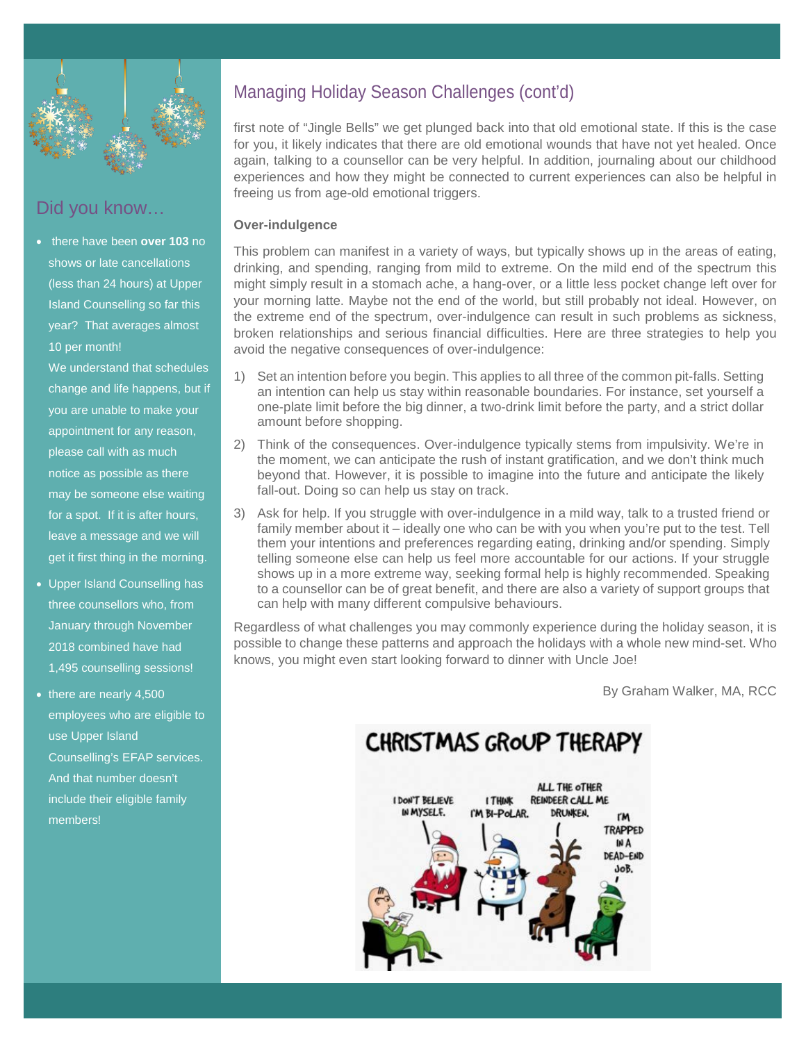## Managing Holiday Season Challenges (cont'd)

first note of "Jingle Bells" we get plunged back into that old emotional state. If this is the case for you, it likely indicates that there are old emotional wounds that have not yet healed. Once again, talking to a counsellor can be very helpful. In addition, journaling about our childhood experiences and how they might be connected to current experiences can also be helpful in freeing us from age-old emotional triggers.

**Over-indulgence**

This problem can manifest in a variety of ways, but typically shows up in the areas of eating, drinking, and spending, ranging from mild to extreme. On the mild end of the spectrum this might simply result in a stomach ache, a hang-over, or a little less pocket change left over for your morning latte. Maybe not the end of the world, but still probably not ideal. However, on the extreme end of the spectrum, over-indulgence can result in such problems as sickness, broken relationships and serious financial difficulties. Here are three strategies to help you avoid the negative consequences of over-indulgence:

1) Set an intention before you begin. This applies to all three of the common pit-falls. Setting an intention can help us stay within reasonable boundaries. For instance, set yourself a one-plate limit before the big dinner, a two-drink limit before the party, and a strict dollar amount before shopping.
2) Think of the consequences. Over-indulgence typically stems from impulsivity. We're in the moment, we can anticipate the rush of instant gratification, and we don't think much beyond that. However, it is possible to imagine into the future and anticipate the likely fall-out. Doing so can help us stay on track.
3) Ask for help. If you struggle with over-indulgence in a mild way, talk to a trusted friend or family member about it – ideally one who can be with you when you're put to the test. Tell them your intentions and preferences regarding eating, drinking and/or spending. Simply telling someone else can help us feel more accountable for our actions. If your struggle shows up in a more extreme way, seeking formal help is highly recommended. Speaking to a counsellor can be of great benefit, and there are also a variety of support groups that can help with many different compulsive behaviours.

Regardless of what challenges you may commonly experience during the holiday season, it is possible to change these patterns and approach the holidays with a whole new mind-set. Who knows, you might even start looking forward to dinner with Uncle Joe!

By Graham Walker, MA, RCC

## Did you know…

- there have been **over 103** no shows or late cancellations (less than 24 hours) at Upper Island Counselling so far this year? That averages almost 10 per month!

  We understand that schedules change and life happens, but if you are unable to make your appointment for any reason, please call with as much notice as possible as there may be someone else waiting for a spot. If it is after hours, leave a message and we will get it first thing in the morning.
- Upper Island Counselling has three counsellors who, from January through November 2018 combined have had 1,495 counselling sessions!
- there are nearly 4,500 employees who are eligible to use Upper Island Counselling's EFAP services. And that number doesn't include their eligible family members!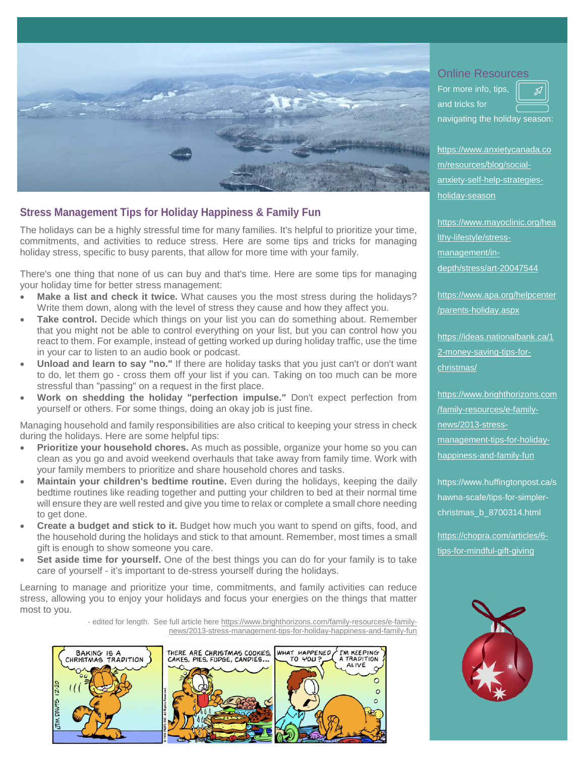## Stress Management Tips for Holiday Happiness & Family Fun

The holidays can be a highly stressful time for many families. It's helpful to prioritize your time, commitments, and activities to reduce stress. Here are some tips and tricks for managing holiday stress, specific to busy parents, that allow for more time with your family.

There's one thing that none of us can buy and that's time. Here are some tips for managing your holiday time for better stress management:

- **Make a list and check it twice.** What causes you the most stress during the holidays? Write them down, along with the level of stress they cause and how they affect you.
- **Take control.** Decide which things on your list you can do something about. Remember that you might not be able to control everything on your list, but you can control how you react to them. For example, instead of getting worked up during holiday traffic, use the time in your car to listen to an audio book or podcast.
- **Unload and learn to say "no."** If there are holiday tasks that you just can't or don't want to do, let them go - cross them off your list if you can. Taking on too much can be more stressful than "passing" on a request in the first place.
- **Work on shedding the holiday "perfection impulse."** Don't expect perfection from yourself or others. For some things, doing an okay job is just fine.

Managing household and family responsibilities are also critical to keeping your stress in check during the holidays. Here are some helpful tips:

- **Prioritize your household chores.** As much as possible, organize your home so you can clean as you go and avoid weekend overhauls that take away from family time. Work with your family members to prioritize and share household chores and tasks.
- **Maintain your children's bedtime routine.** Even during the holidays, keeping the daily bedtime routines like reading together and putting your children to bed at their normal time will ensure they are well rested and give you time to relax or complete a small chore needing to get done.
- **Create a budget and stick to it.** Budget how much you want to spend on gifts, food, and the household during the holidays and stick to that amount. Remember, most times a small gift is enough to show someone you care.
- **Set aside time for yourself.** One of the best things you can do for your family is to take care of yourself - it's important to de-stress yourself during the holidays.

Learning to manage and prioritize your time, commitments, and family activities can reduce stress, allowing you to enjoy your holidays and focus your energies on the things that matter most to you.

- edited for length. See full article here https://www.brighthorizons.com/family-resources/e-family-news/2013-stress-management-tips-for-holiday-happiness-and-family-fun

## Online Resources

For more info, tips, and tricks for navigating the holiday season:

https://www.anxietycanada.com/resources/blog/social-anxiety-self-help-strategies-holiday-season

https://www.mayoclinic.org/healthy-lifestyle/stress-management/in-depth/stress/art-20047544

https://www.apa.org/helpcenter/parents-holiday.aspx

https://ideas.nationalbank.ca/12-money-saving-tips-for-christmas/

https://www.brighthorizons.com/family-resources/e-family-news/2013-stress-management-tips-for-holiday-happiness-and-family-fun

https://www.huffingtonpost.ca/shawna-scafe/tips-for-simpler-christmas_b_8700314.html

https://chopra.com/articles/6-tips-for-mindful-gift-giving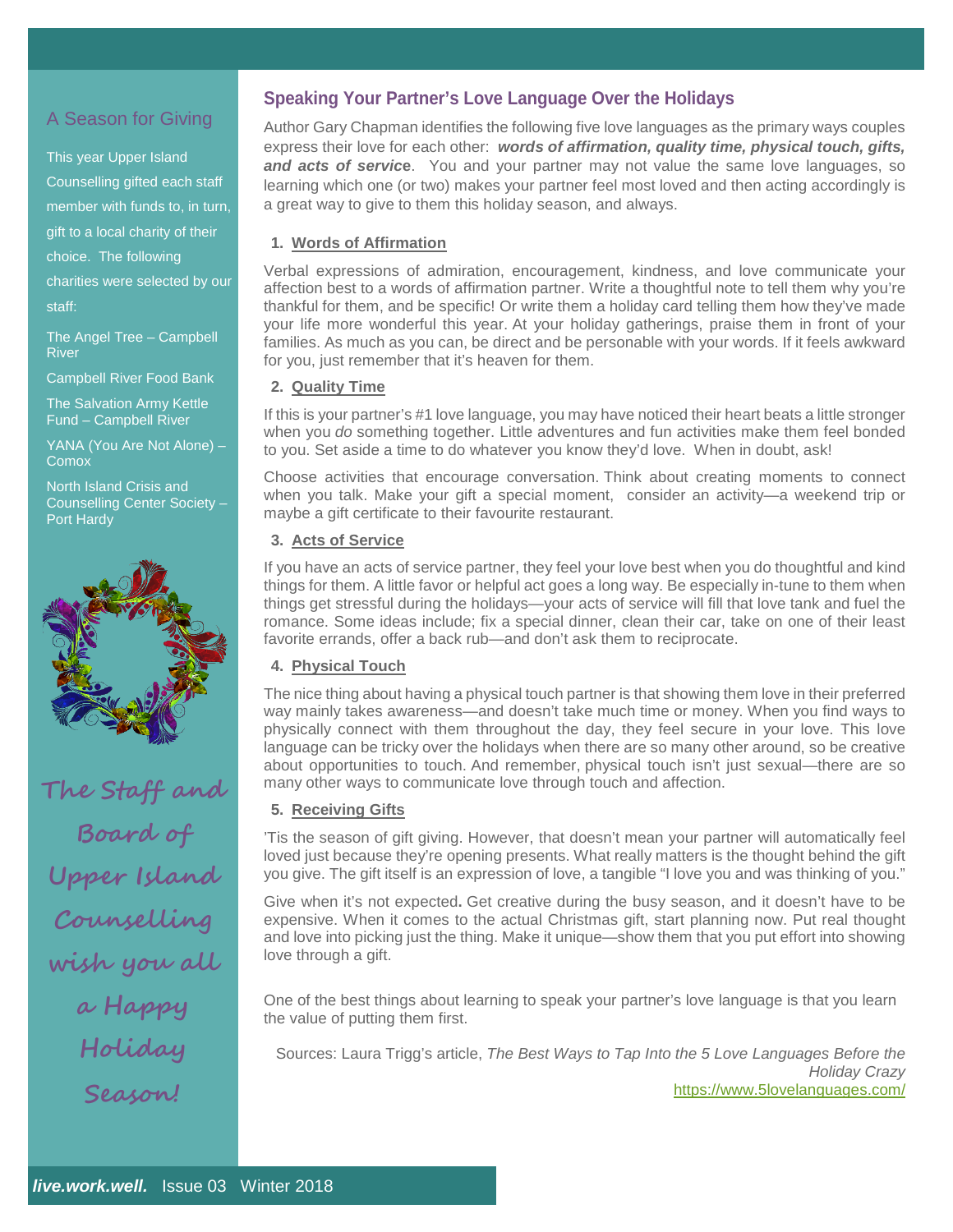## A Season for Giving

This year Upper Island Counselling gifted each staff member with funds to, in turn, gift to a local charity of their choice. The following charities were selected by our staff:

The Angel Tree – Campbell River

Campbell River Food Bank

The Salvation Army Kettle Fund – Campbell River

YANA (You Are Not Alone) – Comox

North Island Crisis and Counselling Center Society – Port Hardy

**The Staff and Board of Upper Island Counselling wish you all a Happy Holiday Season!**

## Speaking Your Partner's Love Language Over the Holidays

Author Gary Chapman identifies the following five love languages as the primary ways couples express their love for each other: ***words of affirmation, quality time, physical touch, gifts, and acts of service***. You and your partner may not value the same love languages, so learning which one (or two) makes your partner feel most loved and then acting accordingly is a great way to give to them this holiday season, and always.

### 1. Words of Affirmation

Verbal expressions of admiration, encouragement, kindness, and love communicate your affection best to a words of affirmation partner. Write a thoughtful note to tell them why you're thankful for them, and be specific! Or write them a holiday card telling them how they've made your life more wonderful this year. At your holiday gatherings, praise them in front of your families. As much as you can, be direct and be personable with your words. If it feels awkward for you, just remember that it's heaven for them.

### 2. Quality Time

If this is your partner's #1 love language, you may have noticed their heart beats a little stronger when you *do* something together. Little adventures and fun activities make them feel bonded to you. Set aside a time to do whatever you know they'd love. When in doubt, ask!

Choose activities that encourage conversation. Think about creating moments to connect when you talk. Make your gift a special moment, consider an activity—a weekend trip or maybe a gift certificate to their favourite restaurant.

### 3. Acts of Service

If you have an acts of service partner, they feel your love best when you do thoughtful and kind things for them. A little favor or helpful act goes a long way. Be especially in-tune to them when things get stressful during the holidays—your acts of service will fill that love tank and fuel the romance. Some ideas include; fix a special dinner, clean their car, take on one of their least favorite errands, offer a back rub—and don't ask them to reciprocate.

### 4. Physical Touch

The nice thing about having a physical touch partner is that showing them love in their preferred way mainly takes awareness—and doesn't take much time or money. When you find ways to physically connect with them throughout the day, they feel secure in your love. This love language can be tricky over the holidays when there are so many other around, so be creative about opportunities to touch. And remember, physical touch isn't just sexual—there are so many other ways to communicate love through touch and affection.

### 5. Receiving Gifts

'Tis the season of gift giving. However, that doesn't mean your partner will automatically feel loved just because they're opening presents. What really matters is the thought behind the gift you give. The gift itself is an expression of love, a tangible "I love you and was thinking of you."

Give when it's not expected**.** Get creative during the busy season, and it doesn't have to be expensive. When it comes to the actual Christmas gift, start planning now. Put real thought and love into picking just the thing. Make it unique—show them that you put effort into showing love through a gift.

One of the best things about learning to speak your partner's love language is that you learn the value of putting them first.

Sources: Laura Trigg's article, *The Best Ways to Tap Into the 5 Love Languages Before the Holiday Crazy*
https://www.5lovelanguages.com/